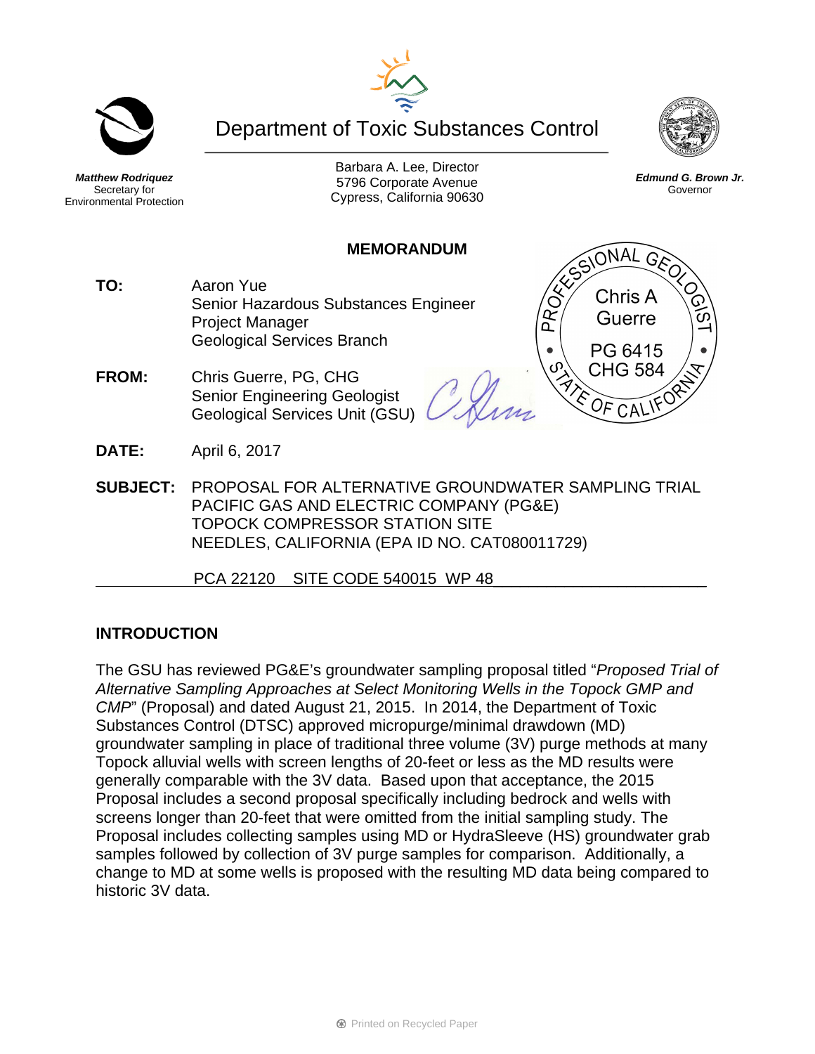**Matthew Rodriquez**
Secretary for
Environmental Protection

# Department of Toxic Substances Control

Barbara A. Lee, Director
5796 Corporate Avenue
Cypress, California 90630

**Edmund G. Brown Jr.**
Governor

## MEMORANDUM

PROFESSIONAL GEOLOGIST
Chris A Guerre
PG 6415
CHG 584
STATE OF CALIFORNIA

**TO:** Aaron Yue
Senior Hazardous Substances Engineer
Project Manager
Geological Services Branch

**FROM:** Chris Guerre, PG, CHG
Senior Engineering Geologist
Geological Services Unit (GSU)

**DATE:** April 6, 2017

**SUBJECT:** PROPOSAL FOR ALTERNATIVE GROUNDWATER SAMPLING TRIAL
PACIFIC GAS AND ELECTRIC COMPANY (PG&E)
TOPOCK COMPRESSOR STATION SITE
NEEDLES, CALIFORNIA (EPA ID NO. CAT080011729)

PCA 22120 SITE CODE 540015 WP 48

## INTRODUCTION

The GSU has reviewed PG&E's groundwater sampling proposal titled "*Proposed Trial of Alternative Sampling Approaches at Select Monitoring Wells in the Topock GMP and CMP*" (Proposal) and dated August 21, 2015. In 2014, the Department of Toxic Substances Control (DTSC) approved micropurge/minimal drawdown (MD) groundwater sampling in place of traditional three volume (3V) purge methods at many Topock alluvial wells with screen lengths of 20-feet or less as the MD results were generally comparable with the 3V data. Based upon that acceptance, the 2015 Proposal includes a second proposal specifically including bedrock and wells with screens longer than 20-feet that were omitted from the initial sampling study. The Proposal includes collecting samples using MD or HydraSleeve (HS) groundwater grab samples followed by collection of 3V purge samples for comparison. Additionally, a change to MD at some wells is proposed with the resulting MD data being compared to historic 3V data.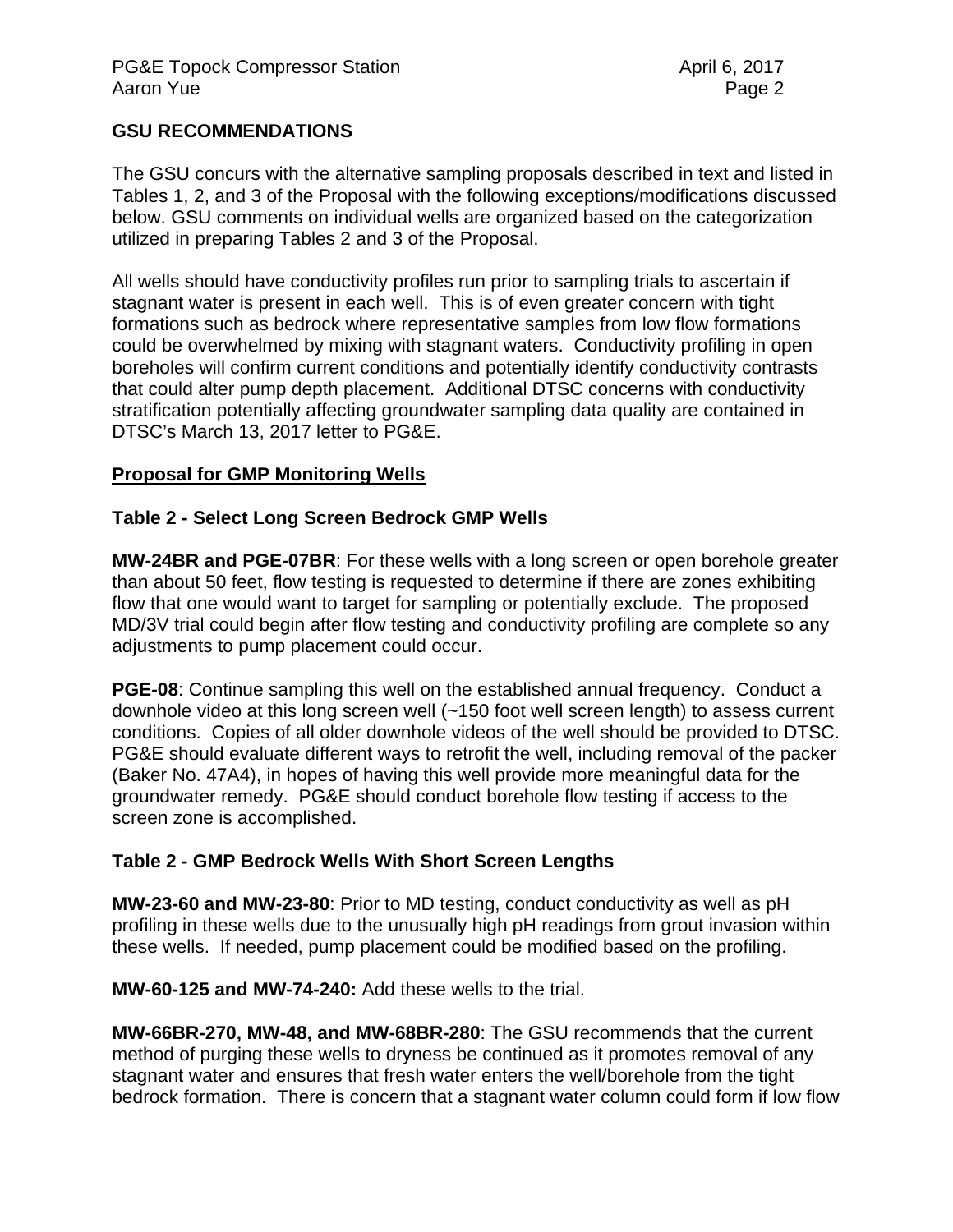## GSU RECOMMENDATIONS

The GSU concurs with the alternative sampling proposals described in text and listed in Tables 1, 2, and 3 of the Proposal with the following exceptions/modifications discussed below. GSU comments on individual wells are organized based on the categorization utilized in preparing Tables 2 and 3 of the Proposal.

All wells should have conductivity profiles run prior to sampling trials to ascertain if stagnant water is present in each well. This is of even greater concern with tight formations such as bedrock where representative samples from low flow formations could be overwhelmed by mixing with stagnant waters. Conductivity profiling in open boreholes will confirm current conditions and potentially identify conductivity contrasts that could alter pump depth placement. Additional DTSC concerns with conductivity stratification potentially affecting groundwater sampling data quality are contained in DTSC's March 13, 2017 letter to PG&E.

### <u>Proposal for GMP Monitoring Wells</u>

### Table 2 - Select Long Screen Bedrock GMP Wells

**MW-24BR and PGE-07BR**: For these wells with a long screen or open borehole greater than about 50 feet, flow testing is requested to determine if there are zones exhibiting flow that one would want to target for sampling or potentially exclude. The proposed MD/3V trial could begin after flow testing and conductivity profiling are complete so any adjustments to pump placement could occur.

**PGE-08**: Continue sampling this well on the established annual frequency. Conduct a downhole video at this long screen well (~150 foot well screen length) to assess current conditions. Copies of all older downhole videos of the well should be provided to DTSC. PG&E should evaluate different ways to retrofit the well, including removal of the packer (Baker No. 47A4), in hopes of having this well provide more meaningful data for the groundwater remedy. PG&E should conduct borehole flow testing if access to the screen zone is accomplished.

### Table 2 - GMP Bedrock Wells With Short Screen Lengths

**MW-23-60 and MW-23-80**: Prior to MD testing, conduct conductivity as well as pH profiling in these wells due to the unusually high pH readings from grout invasion within these wells. If needed, pump placement could be modified based on the profiling.

**MW-60-125 and MW-74-240:** Add these wells to the trial.

**MW-66BR-270, MW-48, and MW-68BR-280**: The GSU recommends that the current method of purging these wells to dryness be continued as it promotes removal of any stagnant water and ensures that fresh water enters the well/borehole from the tight bedrock formation. There is concern that a stagnant water column could form if low flow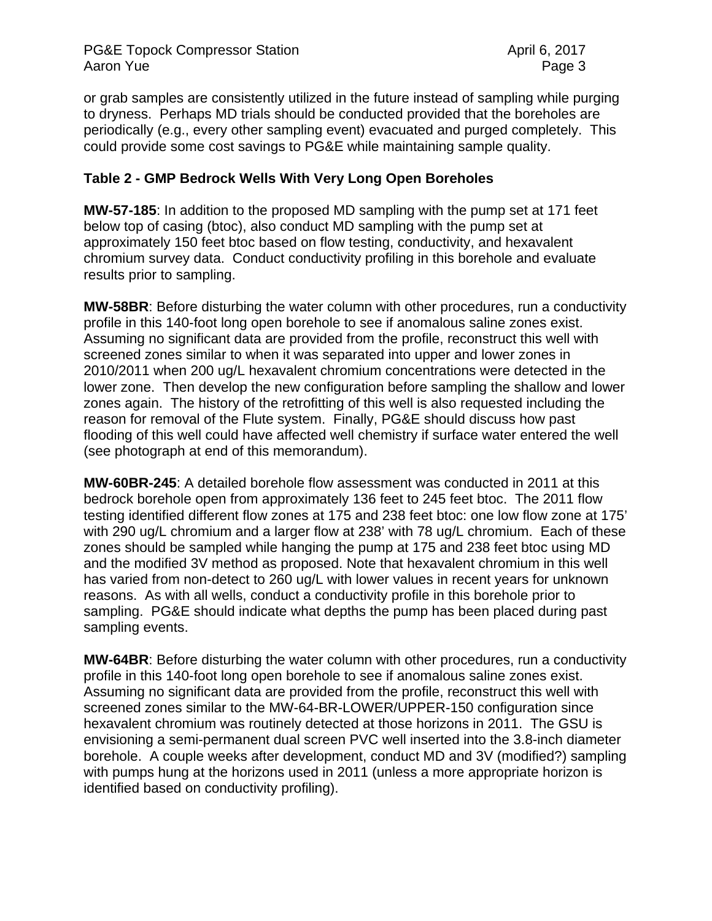or grab samples are consistently utilized in the future instead of sampling while purging to dryness. Perhaps MD trials should be conducted provided that the boreholes are periodically (e.g., every other sampling event) evacuated and purged completely. This could provide some cost savings to PG&E while maintaining sample quality.

**Table 2 - GMP Bedrock Wells With Very Long Open Boreholes**

**MW-57-185**: In addition to the proposed MD sampling with the pump set at 171 feet below top of casing (btoc), also conduct MD sampling with the pump set at approximately 150 feet btoc based on flow testing, conductivity, and hexavalent chromium survey data. Conduct conductivity profiling in this borehole and evaluate results prior to sampling.

**MW-58BR**: Before disturbing the water column with other procedures, run a conductivity profile in this 140-foot long open borehole to see if anomalous saline zones exist. Assuming no significant data are provided from the profile, reconstruct this well with screened zones similar to when it was separated into upper and lower zones in 2010/2011 when 200 ug/L hexavalent chromium concentrations were detected in the lower zone. Then develop the new configuration before sampling the shallow and lower zones again. The history of the retrofitting of this well is also requested including the reason for removal of the Flute system. Finally, PG&E should discuss how past flooding of this well could have affected well chemistry if surface water entered the well (see photograph at end of this memorandum).

**MW-60BR-245**: A detailed borehole flow assessment was conducted in 2011 at this bedrock borehole open from approximately 136 feet to 245 feet btoc. The 2011 flow testing identified different flow zones at 175 and 238 feet btoc: one low flow zone at 175' with 290 ug/L chromium and a larger flow at 238' with 78 ug/L chromium. Each of these zones should be sampled while hanging the pump at 175 and 238 feet btoc using MD and the modified 3V method as proposed. Note that hexavalent chromium in this well has varied from non-detect to 260 ug/L with lower values in recent years for unknown reasons. As with all wells, conduct a conductivity profile in this borehole prior to sampling. PG&E should indicate what depths the pump has been placed during past sampling events.

**MW-64BR**: Before disturbing the water column with other procedures, run a conductivity profile in this 140-foot long open borehole to see if anomalous saline zones exist. Assuming no significant data are provided from the profile, reconstruct this well with screened zones similar to the MW-64-BR-LOWER/UPPER-150 configuration since hexavalent chromium was routinely detected at those horizons in 2011. The GSU is envisioning a semi-permanent dual screen PVC well inserted into the 3.8-inch diameter borehole. A couple weeks after development, conduct MD and 3V (modified?) sampling with pumps hung at the horizons used in 2011 (unless a more appropriate horizon is identified based on conductivity profiling).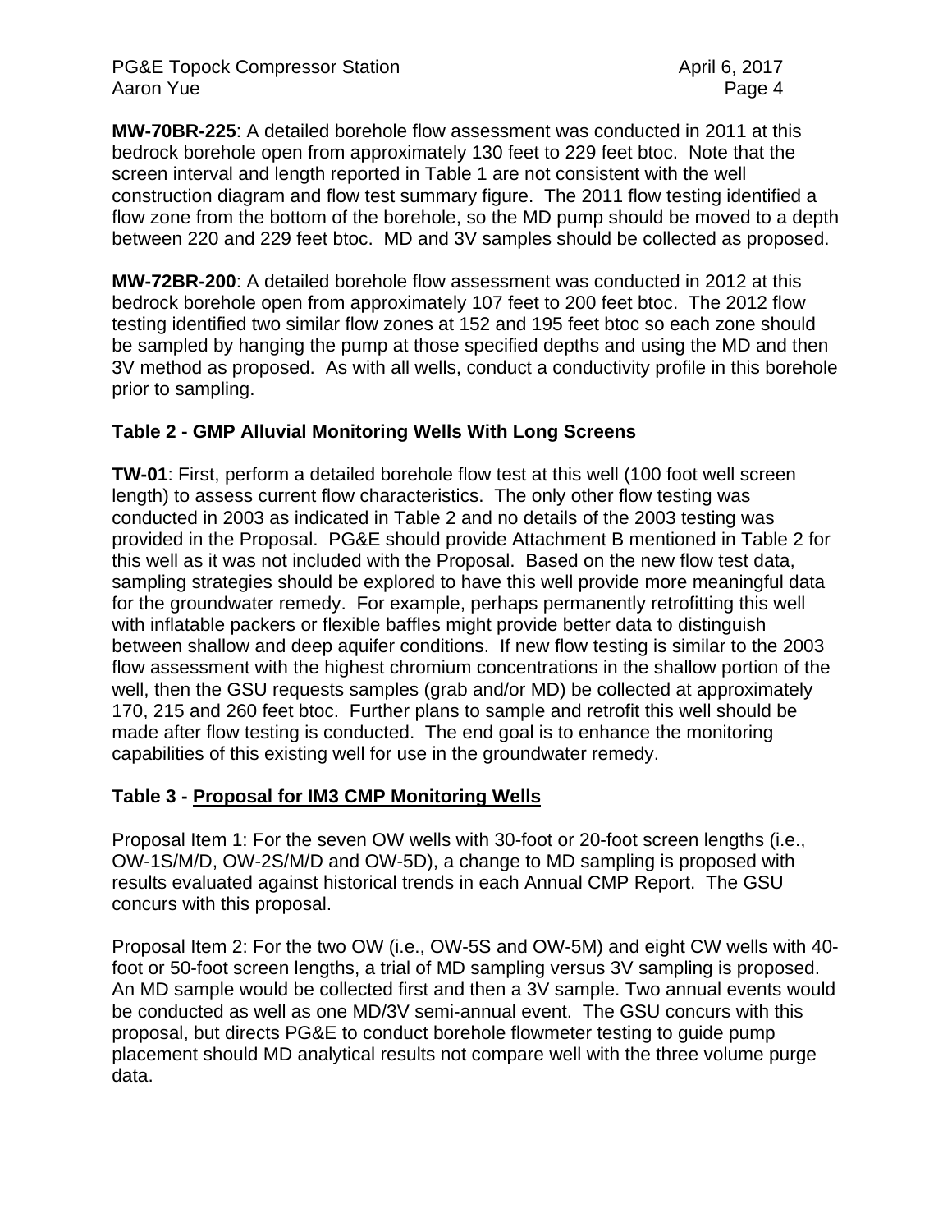**MW-70BR-225**: A detailed borehole flow assessment was conducted in 2011 at this bedrock borehole open from approximately 130 feet to 229 feet btoc. Note that the screen interval and length reported in Table 1 are not consistent with the well construction diagram and flow test summary figure. The 2011 flow testing identified a flow zone from the bottom of the borehole, so the MD pump should be moved to a depth between 220 and 229 feet btoc. MD and 3V samples should be collected as proposed.

**MW-72BR-200**: A detailed borehole flow assessment was conducted in 2012 at this bedrock borehole open from approximately 107 feet to 200 feet btoc. The 2012 flow testing identified two similar flow zones at 152 and 195 feet btoc so each zone should be sampled by hanging the pump at those specified depths and using the MD and then 3V method as proposed. As with all wells, conduct a conductivity profile in this borehole prior to sampling.

**Table 2 - GMP Alluvial Monitoring Wells With Long Screens**

**TW-01**: First, perform a detailed borehole flow test at this well (100 foot well screen length) to assess current flow characteristics. The only other flow testing was conducted in 2003 as indicated in Table 2 and no details of the 2003 testing was provided in the Proposal. PG&E should provide Attachment B mentioned in Table 2 for this well as it was not included with the Proposal. Based on the new flow test data, sampling strategies should be explored to have this well provide more meaningful data for the groundwater remedy. For example, perhaps permanently retrofitting this well with inflatable packers or flexible baffles might provide better data to distinguish between shallow and deep aquifer conditions. If new flow testing is similar to the 2003 flow assessment with the highest chromium concentrations in the shallow portion of the well, then the GSU requests samples (grab and/or MD) be collected at approximately 170, 215 and 260 feet btoc. Further plans to sample and retrofit this well should be made after flow testing is conducted. The end goal is to enhance the monitoring capabilities of this existing well for use in the groundwater remedy.

**Table 3 - <u>Proposal for IM3 CMP Monitoring Wells</u>**

Proposal Item 1: For the seven OW wells with 30-foot or 20-foot screen lengths (i.e., OW-1S/M/D, OW-2S/M/D and OW-5D), a change to MD sampling is proposed with results evaluated against historical trends in each Annual CMP Report. The GSU concurs with this proposal.

Proposal Item 2: For the two OW (i.e., OW-5S and OW-5M) and eight CW wells with 40-foot or 50-foot screen lengths, a trial of MD sampling versus 3V sampling is proposed. An MD sample would be collected first and then a 3V sample. Two annual events would be conducted as well as one MD/3V semi-annual event. The GSU concurs with this proposal, but directs PG&E to conduct borehole flowmeter testing to guide pump placement should MD analytical results not compare well with the three volume purge data.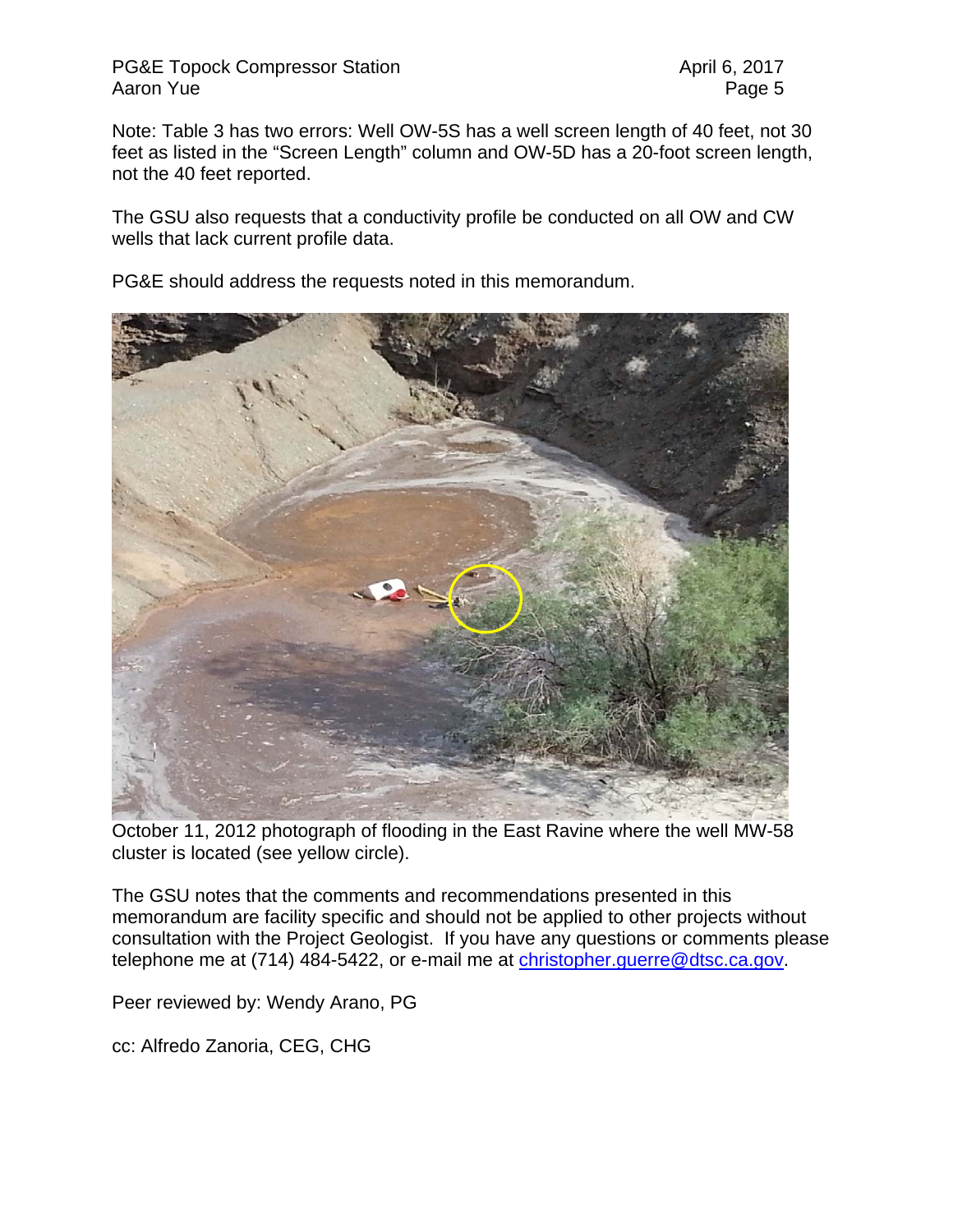Note: Table 3 has two errors: Well OW-5S has a well screen length of 40 feet, not 30 feet as listed in the "Screen Length" column and OW-5D has a 20-foot screen length, not the 40 feet reported.

The GSU also requests that a conductivity profile be conducted on all OW and CW wells that lack current profile data.

PG&E should address the requests noted in this memorandum.

October 11, 2012 photograph of flooding in the East Ravine where the well MW-58 cluster is located (see yellow circle).

The GSU notes that the comments and recommendations presented in this memorandum are facility specific and should not be applied to other projects without consultation with the Project Geologist. If you have any questions or comments please telephone me at (714) 484-5422, or e-mail me at christopher.guerre@dtsc.ca.gov.

Peer reviewed by: Wendy Arano, PG

cc: Alfredo Zanoria, CEG, CHG